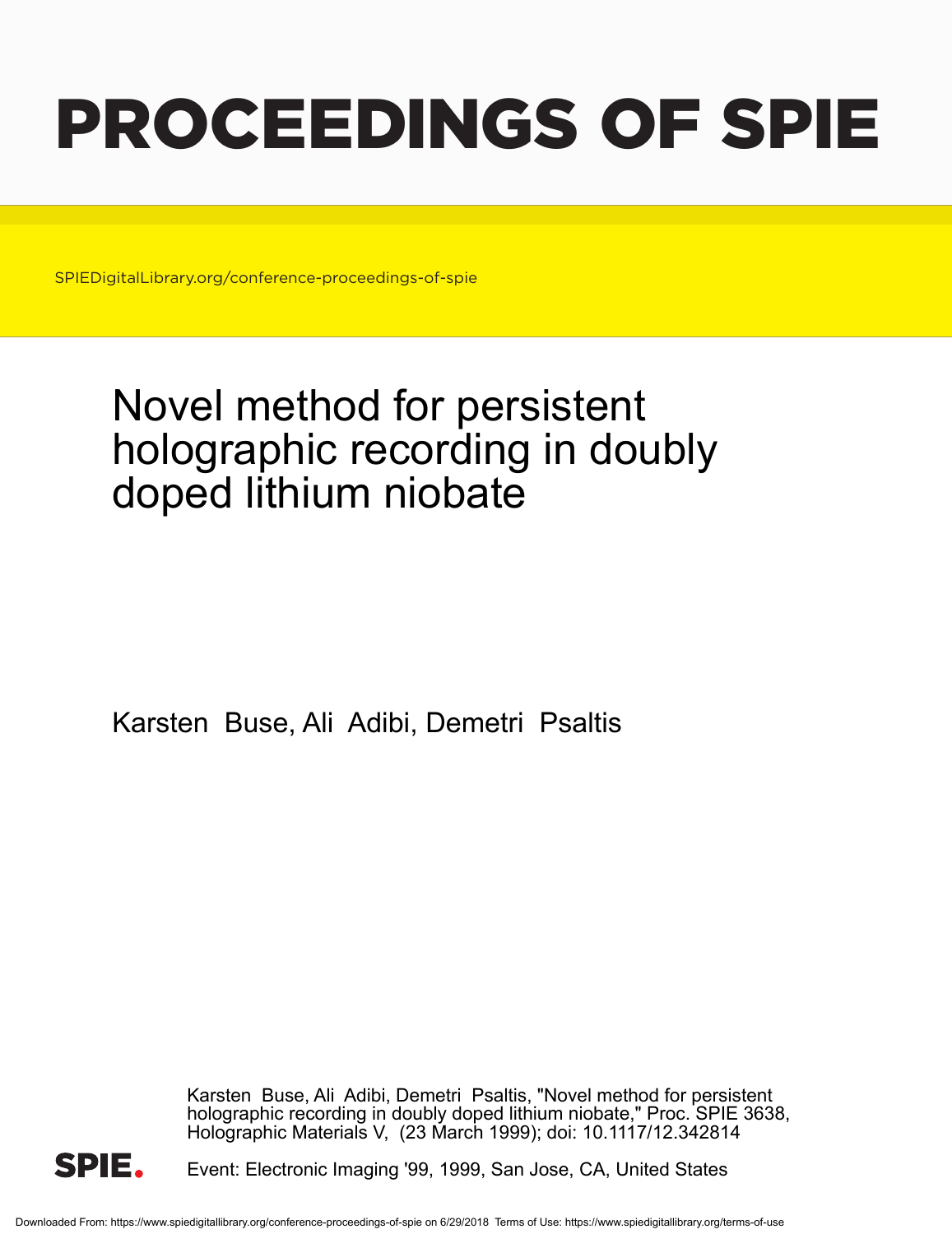# PROCEEDINGS OF SPIE

SPIEDigitalLibrary.org/conference-proceedings-of-spie

# Novel method for persistent holographic recording in doubly doped lithium niobate

Karsten Buse, Ali Adibi, Demetri Psaltis

Karsten Buse, Ali Adibi, Demetri Psaltis, "Novel method for persistent holographic recording in doubly doped lithium niobate," Proc. SPIE 3638, Holographic Materials V, (23 March 1999); doi: 10.1117/12.342814

Event: Electronic Imaging '99, 1999, San Jose, CA, United States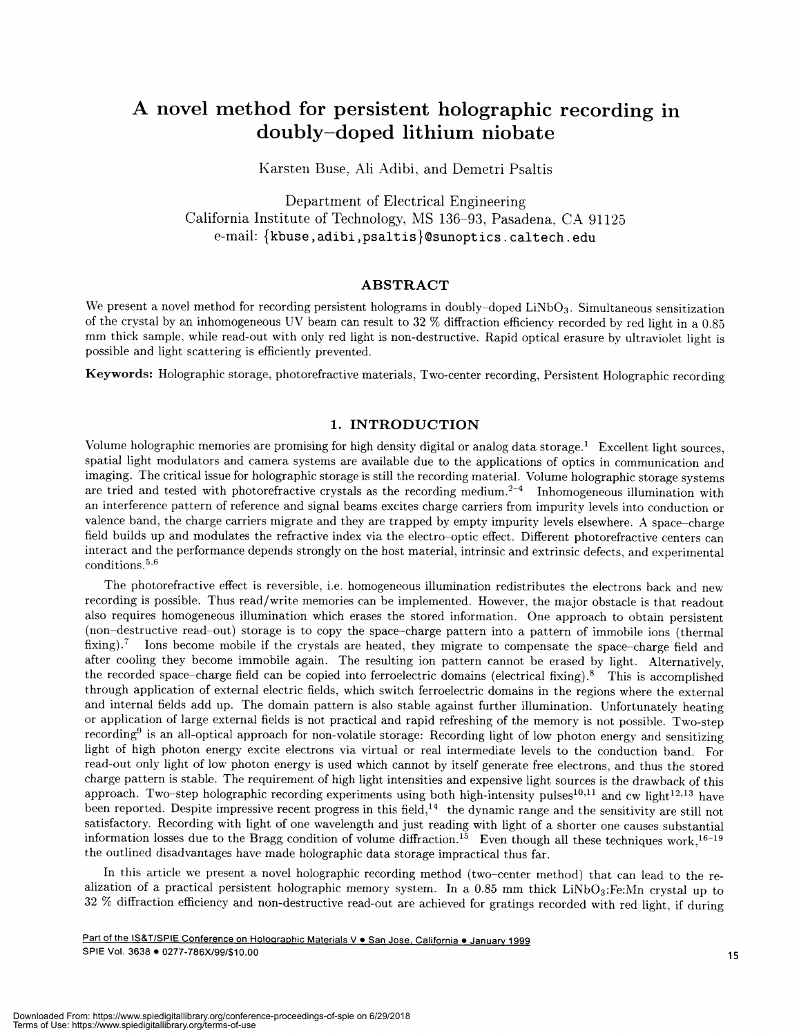# A novel method for persistent holographic recording in doubly–doped lithium niobate

Karsten Buse, Ali Adibi, and Demetri Psaltis

Department of Electrical Engineering
California Institute of Technology, MS 136–93, Pasadena, CA 91125
e-mail: {kbuse,adibi,psaltis}@sunoptics.caltech.edu

## ABSTRACT

We present a novel method for recording persistent holograms in doubly–doped $LiNbO_3$. Simultaneous sensitization of the crystal by an inhomogeneous UV beam can result to 32 % diffraction efficiency recorded by red light in a 0.85 mm thick sample, while read-out with only red light is non-destructive. Rapid optical erasure by ultraviolet light is possible and light scattering is efficiently prevented.

**Keywords:** Holographic storage, photorefractive materials, Two-center recording, Persistent Holographic recording

## 1. INTRODUCTION

Volume holographic memories are promising for high density digital or analog data storage.[1] Excellent light sources, spatial light modulators and camera systems are available due to the applications of optics in communication and imaging. The critical issue for holographic storage is still the recording material. Volume holographic storage systems are tried and tested with photorefractive crystals as the recording medium.[2–4] Inhomogeneous illumination with an interference pattern of reference and signal beams excites charge carriers from impurity levels into conduction or valence band, the charge carriers migrate and they are trapped by empty impurity levels elsewhere. A space–charge field builds up and modulates the refractive index via the electro–optic effect. Different photorefractive centers can interact and the performance depends strongly on the host material, intrinsic and extrinsic defects, and experimental conditions.[5,6]

The photorefractive effect is reversible, i.e. homogeneous illumination redistributes the electrons back and new recording is possible. Thus read/write memories can be implemented. However, the major obstacle is that readout also requires homogeneous illumination which erases the stored information. One approach to obtain persistent (non–destructive read–out) storage is to copy the space–charge pattern into a pattern of immobile ions (thermal fixing).[7] Ions become mobile if the crystals are heated, they migrate to compensate the space–charge field and after cooling they become immobile again. The resulting ion pattern cannot be erased by light. Alternatively, the recorded space–charge field can be copied into ferroelectric domains (electrical fixing).[8] This is accomplished through application of external electric fields, which switch ferroelectric domains in the regions where the external and internal fields add up. The domain pattern is also stable against further illumination. Unfortunately heating or application of large external fields is not practical and rapid refreshing of the memory is not possible. Two–step recording[9] is an all–optical approach for non–volatile storage: Recording light of low photon energy and sensitizing light of high photon energy excite electrons via virtual or real intermediate levels to the conduction band. For read–out only light of low photon energy is used which cannot by itself generate free electrons, and thus the stored charge pattern is stable. The requirement of high light intensities and expensive light sources is the drawback of this approach. Two–step holographic recording experiments using both high-intensity pulses[10,11] and cw light[12,13] have been reported. Despite impressive recent progress in this field,[14] the dynamic range and the sensitivity are still not satisfactory. Recording with light of one wavelength and just reading with light of a shorter one causes substantial information losses due to the Bragg condition of volume diffraction.[15] Even though all these techniques work,[16–19] the outlined disadvantages have made holographic data storage impractical thus far.

In this article we present a novel holographic recording method (two–center method) that can lead to the realization of a practical persistent holographic memory system. In a 0.85 mm thick $LiNbO_3$:Fe:Mn crystal up to 32 % diffraction efficiency and non-destructive read-out are achieved for gratings recorded with red light, if during

Part of the IS&T/SPIE Conference on Holographic Materials V • San Jose, California • January 1999
SPIE Vol. 3638 • 0277-786X/99/$10.00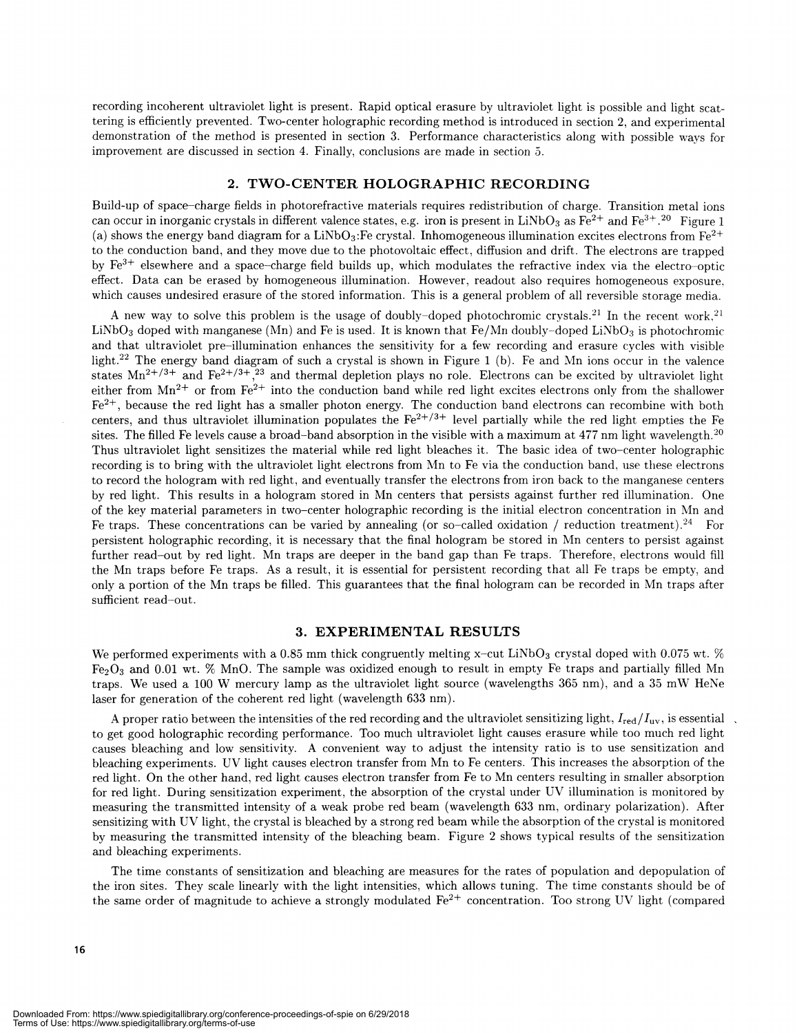recording incoherent ultraviolet light is present. Rapid optical erasure by ultraviolet light is possible and light scattering is efficiently prevented. Two-center holographic recording method is introduced in section 2, and experimental demonstration of the method is presented in section 3. Performance characteristics along with possible ways for improvement are discussed in section 4. Finally, conclusions are made in section 5.

## 2. TWO-CENTER HOLOGRAPHIC RECORDING

Build-up of space–charge fields in photorefractive materials requires redistribution of charge. Transition metal ions can occur in inorganic crystals in different valence states, e.g. iron is present in $LiNbO_3$ as $Fe^{2+}$ and $Fe^{3+}$.[20] Figure 1 (a) shows the energy band diagram for a $LiNbO_3$:Fe crystal. Inhomogeneous illumination excites electrons from $Fe^{2+}$ to the conduction band, and they move due to the photovoltaic effect, diffusion and drift. The electrons are trapped by $Fe^{3+}$ elsewhere and a space–charge field builds up, which modulates the refractive index via the electro–optic effect. Data can be erased by homogeneous illumination. However, readout also requires homogeneous exposure, which causes undesired erasure of the stored information. This is a general problem of all reversible storage media.

A new way to solve this problem is the usage of doubly–doped photochromic crystals.[21] In the recent work,[21] $LiNbO_3$ doped with manganese (Mn) and Fe is used. It is known that Fe/Mn doubly–doped $LiNbO_3$ is photochromic and that ultraviolet pre–illumination enhances the sensitivity for a few recording and erasure cycles with visible light.[22] The energy band diagram of such a crystal is shown in Figure 1 (b). Fe and Mn ions occur in the valence states $Mn^{2+/3+}$ and $Fe^{2+/3+}$,[23] and thermal depletion plays no role. Electrons can be excited by ultraviolet light either from $Mn^{2+}$ or from $Fe^{2+}$ into the conduction band while red light excites electrons only from the shallower $Fe^{2+}$, because the red light has a smaller photon energy. The conduction band electrons can recombine with both centers, and thus ultraviolet illumination populates the $Fe^{2+/3+}$ level partially while the red light empties the Fe sites. The filled Fe levels cause a broad–band absorption in the visible with a maximum at 477 nm light wavelength.[20] Thus ultraviolet light sensitizes the material while red light bleaches it. The basic idea of two–center holographic recording is to bring with the ultraviolet light electrons from Mn to Fe via the conduction band, use these electrons to record the hologram with red light, and eventually transfer the electrons from iron back to the manganese centers by red light. This results in a hologram stored in Mn centers that persists against further red illumination. One of the key material parameters in two–center holographic recording is the initial electron concentration in Mn and Fe traps. These concentrations can be varied by annealing (or so–called oxidation / reduction treatment).[24] For persistent holographic recording, it is necessary that the final hologram be stored in Mn centers to persist against further read–out by red light. Mn traps are deeper in the band gap than Fe traps. Therefore, electrons would fill the Mn traps before Fe traps. As a result, it is essential for persistent recording that all Fe traps be empty, and only a portion of the Mn traps be filled. This guarantees that the final hologram can be recorded in Mn traps after sufficient read–out.

## 3. EXPERIMENTAL RESULTS

We performed experiments with a 0.85 mm thick congruently melting x–cut $LiNbO_3$ crystal doped with 0.075 wt. % $Fe_2O_3$ and 0.01 wt. % MnO. The sample was oxidized enough to result in empty Fe traps and partially filled Mn traps. We used a 100 W mercury lamp as the ultraviolet light source (wavelengths 365 nm), and a 35 mW HeNe laser for generation of the coherent red light (wavelength 633 nm).

A proper ratio between the intensities of the red recording and the ultraviolet sensitizing light, $I_{red}/I_{uv}$, is essential to get good holographic recording performance. Too much ultraviolet light causes erasure while too much red light causes bleaching and low sensitivity. A convenient way to adjust the intensity ratio is to use sensitization and bleaching experiments. UV light causes electron transfer from Mn to Fe centers. This increases the absorption of the red light. On the other hand, red light causes electron transfer from Fe to Mn centers resulting in smaller absorption for red light. During sensitization experiment, the absorption of the crystal under UV illumination is monitored by measuring the transmitted intensity of a weak probe red beam (wavelength 633 nm, ordinary polarization). After sensitizing with UV light, the crystal is bleached by a strong red beam while the absorption of the crystal is monitored by measuring the transmitted intensity of the bleaching beam. Figure 2 shows typical results of the sensitization and bleaching experiments.

The time constants of sensitization and bleaching are measures for the rates of population and depopulation of the iron sites. They scale linearly with the light intensities, which allows tuning. The time constants should be of the same order of magnitude to achieve a strongly modulated $Fe^{2+}$ concentration. Too strong UV light (compared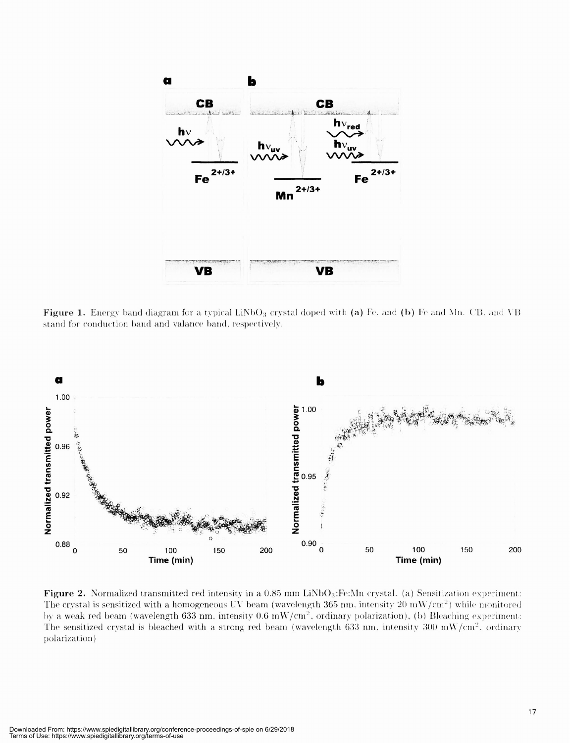Figure 1. Energy band diagram for a typical $LiNbO_3$ crystal doped with (a) Fe, and (b) Fe and Mn. CB, and VB stand for conduction band and valance band, respectively.

Figure 2. Normalized transmitted red intensity in a 0.85 mm $LiNbO_3$:Fe:Mn crystal. (a) Sensitization experiment: The crystal is sensitized with a homogeneous UV beam (wavelength 365 nm, intensity 20 $mW/cm^2$) while monitored by a weak red beam (wavelength 633 nm, intensity 0.6 $mW/cm^2$, ordinary polarization), (b) Bleaching experiment: The sensitized crystal is bleached with a strong red beam (wavelength 633 nm, intensity 300 $mW/cm^2$, ordinary polarization)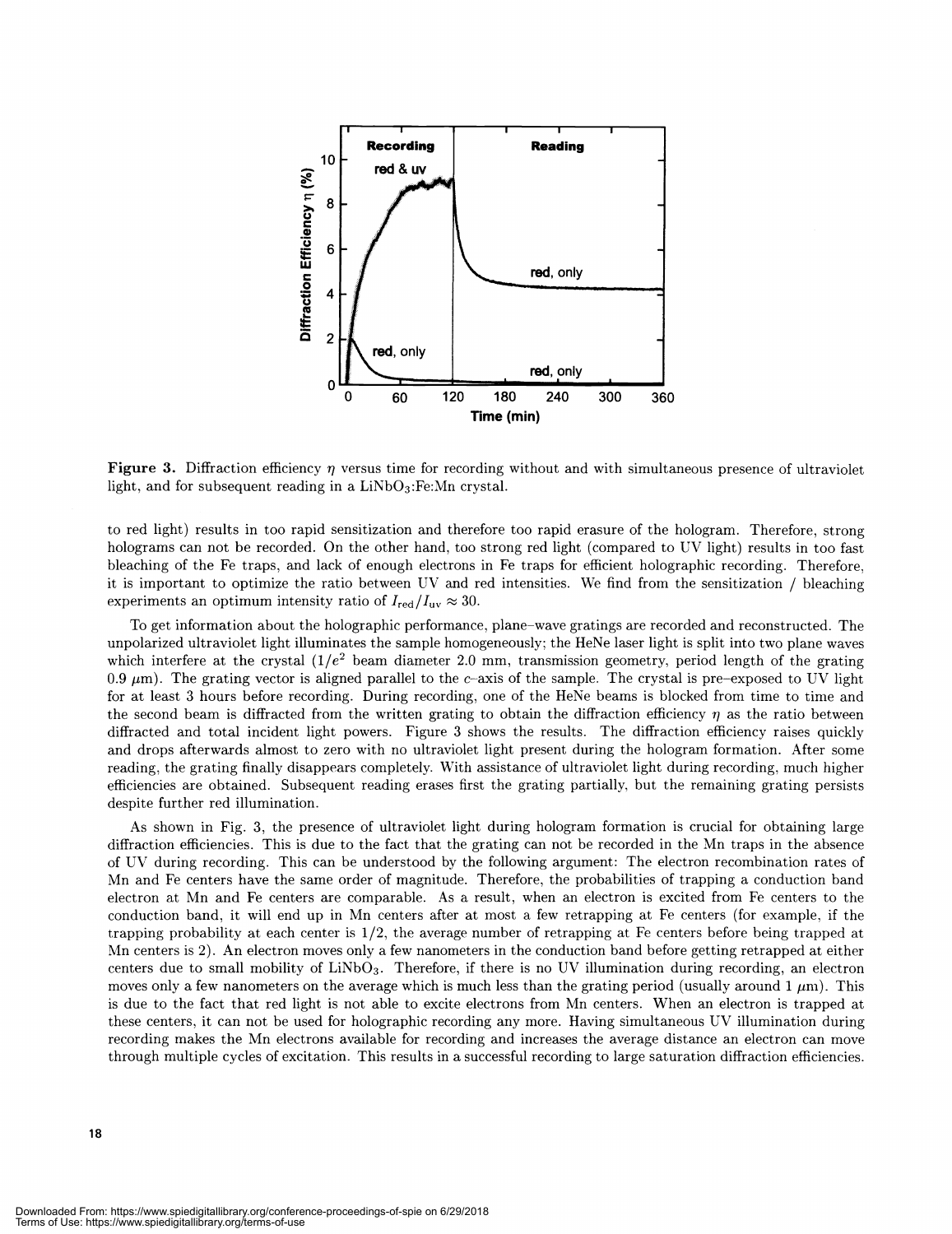**Figure 3.** Diffraction efficiency $\eta$ versus time for recording without and with simultaneous presence of ultraviolet light, and for subsequent reading in a $LiNbO_3$:Fe:Mn crystal.

to red light) results in too rapid sensitization and therefore too rapid erasure of the hologram. Therefore, strong holograms can not be recorded. On the other hand, too strong red light (compared to UV light) results in too fast bleaching of the Fe traps, and lack of enough electrons in Fe traps for efficient holographic recording. Therefore, it is important to optimize the ratio between UV and red intensities. We find from the sensitization / bleaching experiments an optimum intensity ratio of $I_{\text{red}}/I_{\text{uv}} \approx 30$.

To get information about the holographic performance, plane–wave gratings are recorded and reconstructed. The unpolarized ultraviolet light illuminates the sample homogeneously; the HeNe laser light is split into two plane waves which interfere at the crystal ($1/e^2$ beam diameter 2.0 mm, transmission geometry, period length of the grating 0.9 $\mu$m). The grating vector is aligned parallel to the $c$–axis of the sample. The crystal is pre–exposed to UV light for at least 3 hours before recording. During recording, one of the HeNe beams is blocked from time to time and the second beam is diffracted from the written grating to obtain the diffraction efficiency $\eta$ as the ratio between diffracted and total incident light powers. Figure 3 shows the results. The diffraction efficiency raises quickly and drops afterwards almost to zero with no ultraviolet light present during the hologram formation. After some reading, the grating finally disappears completely. With assistance of ultraviolet light during recording, much higher efficiencies are obtained. Subsequent reading erases first the grating partially, but the remaining grating persists despite further red illumination.

As shown in Fig. 3, the presence of ultraviolet light during hologram formation is crucial for obtaining large diffraction efficiencies. This is due to the fact that the grating can not be recorded in the Mn traps in the absence of UV during recording. This can be understood by the following argument: The electron recombination rates of Mn and Fe centers have the same order of magnitude. Therefore, the probabilities of trapping a conduction band electron at Mn and Fe centers are comparable. As a result, when an electron is excited from Fe centers to the conduction band, it will end up in Mn centers after at most a few retrapping at Fe centers (for example, if the trapping probability at each center is 1/2, the average number of retrapping at Fe centers before being trapped at Mn centers is 2). An electron moves only a few nanometers in the conduction band before getting retrapped at either centers due to small mobility of $LiNbO_3$. Therefore, if there is no UV illumination during recording, an electron moves only a few nanometers on the average which is much less than the grating period (usually around 1 $\mu$m). This is due to the fact that red light is not able to excite electrons from Mn centers. When an electron is trapped at these centers, it can not be used for holographic recording any more. Having simultaneous UV illumination during recording makes the Mn electrons available for recording and increases the average distance an electron can move through multiple cycles of excitation. This results in a successful recording to large saturation diffraction efficiencies.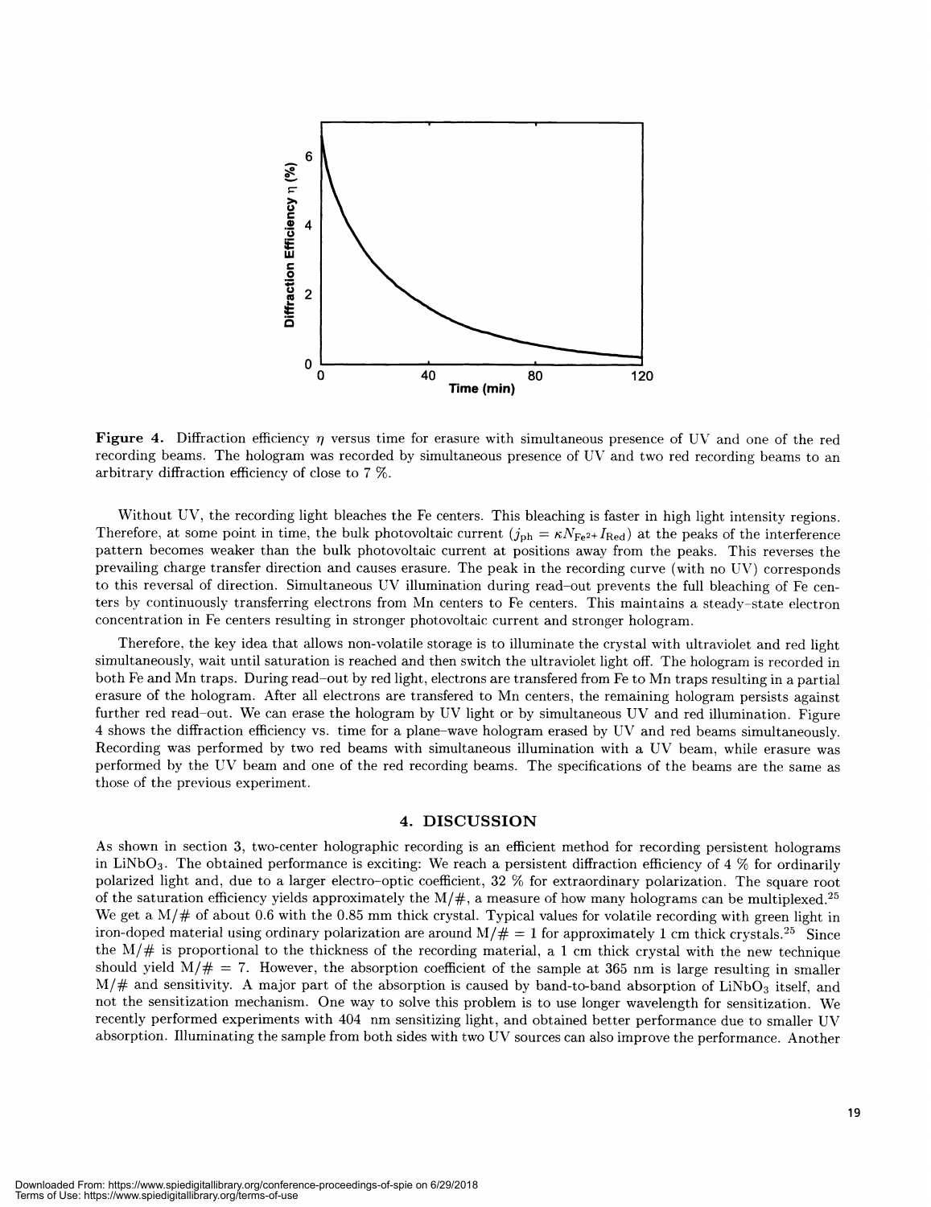**Figure 4.** Diffraction efficiency $\eta$ versus time for erasure with simultaneous presence of UV and one of the red recording beams. The hologram was recorded by simultaneous presence of UV and two red recording beams to an arbitrary diffraction efficiency of close to 7 %.

Without UV, the recording light bleaches the Fe centers. This bleaching is faster in high light intensity regions. Therefore, at some point in time, the bulk photovoltaic current ($j_{\text{ph}} = \kappa N_{\text{Fe}^{2+}} I_{\text{Red}}$) at the peaks of the interference pattern becomes weaker than the bulk photovoltaic current at positions away from the peaks. This reverses the prevailing charge transfer direction and causes erasure. The peak in the recording curve (with no UV) corresponds to this reversal of direction. Simultaneous UV illumination during read–out prevents the full bleaching of Fe centers by continuously transferring electrons from Mn centers to Fe centers. This maintains a steady–state electron concentration in Fe centers resulting in stronger photovoltaic current and stronger hologram.

Therefore, the key idea that allows non-volatile storage is to illuminate the crystal with ultraviolet and red light simultaneously, wait until saturation is reached and then switch the ultraviolet light off. The hologram is recorded in both Fe and Mn traps. During read–out by red light, electrons are transfered from Fe to Mn traps resulting in a partial erasure of the hologram. After all electrons are transfered to Mn centers, the remaining hologram persists against further red read–out. We can erase the hologram by UV light or by simultaneous UV and red illumination. Figure 4 shows the diffraction efficiency vs. time for a plane–wave hologram erased by UV and red beams simultaneously. Recording was performed by two red beams with simultaneous illumination with a UV beam, while erasure was performed by the UV beam and one of the red recording beams. The specifications of the beams are the same as those of the previous experiment.

## 4. DISCUSSION

As shown in section 3, two-center holographic recording is an efficient method for recording persistent holograms in $LiNbO_3$. The obtained performance is exciting: We reach a persistent diffraction efficiency of 4 % for ordinarily polarized light and, due to a larger electro–optic coefficient, 32 % for extraordinary polarization. The square root of the saturation efficiency yields approximately the M/#, a measure of how many holograms can be multiplexed.[25] We get a M/# of about 0.6 with the 0.85 mm thick crystal. Typical values for volatile recording with green light in iron-doped material using ordinary polarization are around M/# = 1 for approximately 1 cm thick crystals.[25] Since the M/# is proportional to the thickness of the recording material, a 1 cm thick crystal with the new technique should yield M/# = 7. However, the absorption coefficient of the sample at 365 nm is large resulting in smaller M/# and sensitivity. A major part of the absorption is caused by band-to-band absorption of $LiNbO_3$ itself, and not the sensitization mechanism. One way to solve this problem is to use longer wavelength for sensitization. We recently performed experiments with 404 nm sensitizing light, and obtained better performance due to smaller UV absorption. Illuminating the sample from both sides with two UV sources can also improve the performance. Another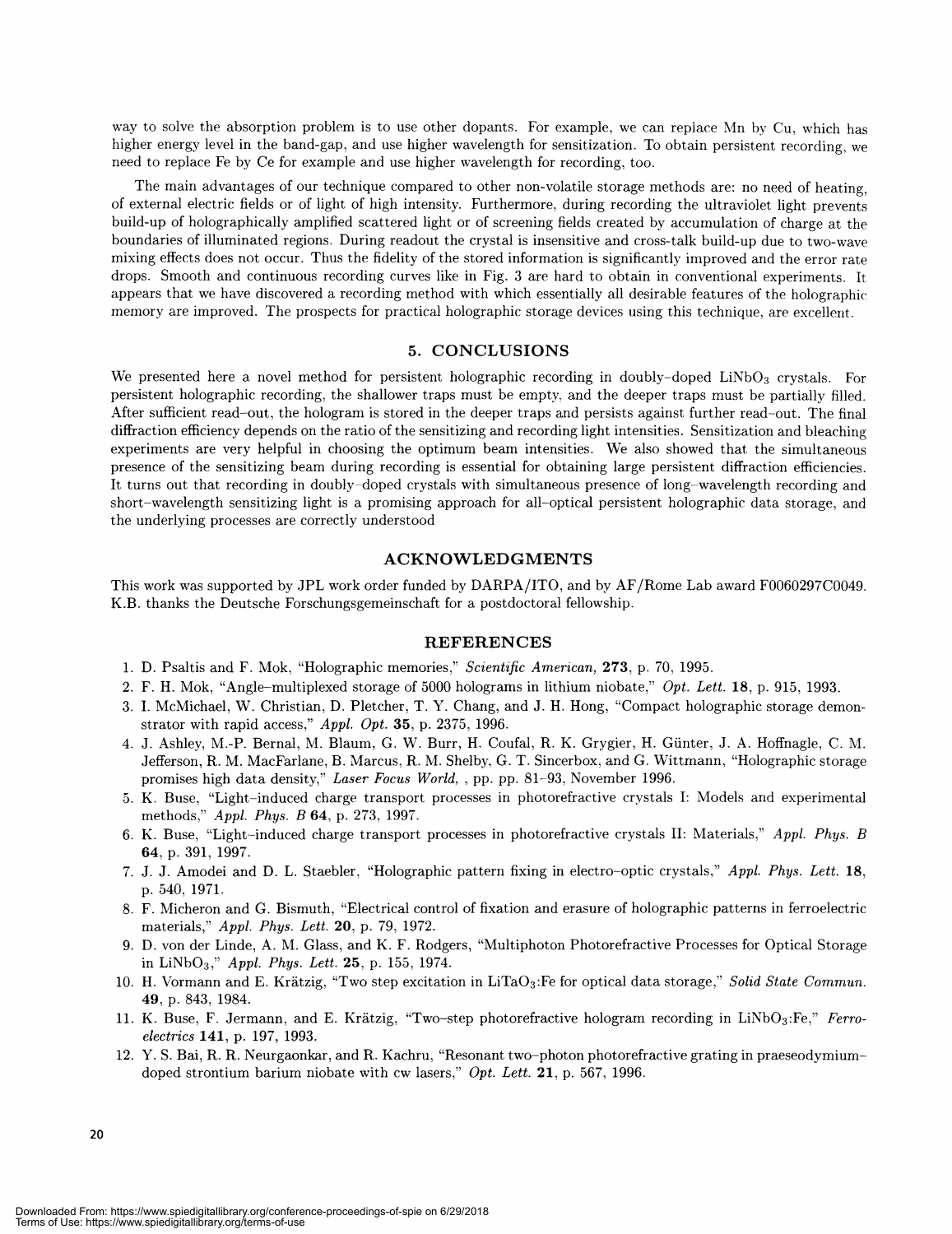way to solve the absorption problem is to use other dopants. For example, we can replace Mn by Cu, which has higher energy level in the band-gap, and use higher wavelength for sensitization. To obtain persistent recording, we need to replace Fe by Ce for example and use higher wavelength for recording, too.

The main advantages of our technique compared to other non-volatile storage methods are: no need of heating, of external electric fields or of light of high intensity. Furthermore, during recording the ultraviolet light prevents build-up of holographically amplified scattered light or of screening fields created by accumulation of charge at the boundaries of illuminated regions. During readout the crystal is insensitive and cross-talk build-up due to two-wave mixing effects does not occur. Thus the fidelity of the stored information is significantly improved and the error rate drops. Smooth and continuous recording curves like in Fig. 3 are hard to obtain in conventional experiments. It appears that we have discovered a recording method with which essentially all desirable features of the holographic memory are improved. The prospects for practical holographic storage devices using this technique, are excellent.

## 5. CONCLUSIONS

We presented here a novel method for persistent holographic recording in doubly-doped $LiNbO_3$ crystals. For persistent holographic recording, the shallower traps must be empty, and the deeper traps must be partially filled. After sufficient read-out, the hologram is stored in the deeper traps and persists against further read-out. The final diffraction efficiency depends on the ratio of the sensitizing and recording light intensities. Sensitization and bleaching experiments are very helpful in choosing the optimum beam intensities. We also showed that the simultaneous presence of the sensitizing beam during recording is essential for obtaining large persistent diffraction efficiencies. It turns out that recording in doubly-doped crystals with simultaneous presence of long-wavelength recording and short-wavelength sensitizing light is a promising approach for all-optical persistent holographic data storage, and the underlying processes are correctly understood

## ACKNOWLEDGMENTS

This work was supported by JPL work order funded by DARPA/ITO, and by AF/Rome Lab award F0060297C0049. K.B. thanks the Deutsche Forschungsgemeinschaft for a postdoctoral fellowship.

## REFERENCES

1. D. Psaltis and F. Mok, "Holographic memories," *Scientific American,* **273**, p. 70, 1995.
2. F. H. Mok, "Angle-multiplexed storage of 5000 holograms in lithium niobate," *Opt. Lett.* **18**, p. 915, 1993.
3. I. McMichael, W. Christian, D. Pletcher, T. Y. Chang, and J. H. Hong, "Compact holographic storage demonstrator with rapid access," *Appl. Opt.* **35**, p. 2375, 1996.
4. J. Ashley, M.-P. Bernal, M. Blaum, G. W. Burr, H. Coufal, R. K. Grygier, H. Günter, J. A. Hoffnagle, C. M. Jefferson, R. M. MacFarlane, B. Marcus, R. M. Shelby, G. T. Sincerbox, and G. Wittmann, "Holographic storage promises high data density," *Laser Focus World,* , pp. pp. 81–93, November 1996.
5. K. Buse, "Light-induced charge transport processes in photorefractive crystals I: Models and experimental methods," *Appl. Phys. B* **64**, p. 273, 1997.
6. K. Buse, "Light-induced charge transport processes in photorefractive crystals II: Materials," *Appl. Phys. B* **64**, p. 391, 1997.
7. J. J. Amodei and D. L. Staebler, "Holographic pattern fixing in electro-optic crystals," *Appl. Phys. Lett.* **18**, p. 540, 1971.
8. F. Micheron and G. Bismuth, "Electrical control of fixation and erasure of holographic patterns in ferroelectric materials," *Appl. Phys. Lett.* **20**, p. 79, 1972.
9. D. von der Linde, A. M. Glass, and K. F. Rodgers, "Multiphoton Photorefractive Processes for Optical Storage in $LiNbO_3$," *Appl. Phys. Lett.* **25**, p. 155, 1974.
10. H. Vormann and E. Krätzig, "Two step excitation in $LiTaO_3$:Fe for optical data storage," *Solid State Commun.* **49**, p. 843, 1984.
11. K. Buse, F. Jermann, and E. Krätzig, "Two-step photorefractive hologram recording in $LiNbO_3$:Fe," *Ferroelectrics* **141**, p. 197, 1993.
12. Y. S. Bai, R. R. Neurgaonkar, and R. Kachru, "Resonant two-photon photorefractive grating in praeseodymium-doped strontium barium niobate with cw lasers," *Opt. Lett.* **21**, p. 567, 1996.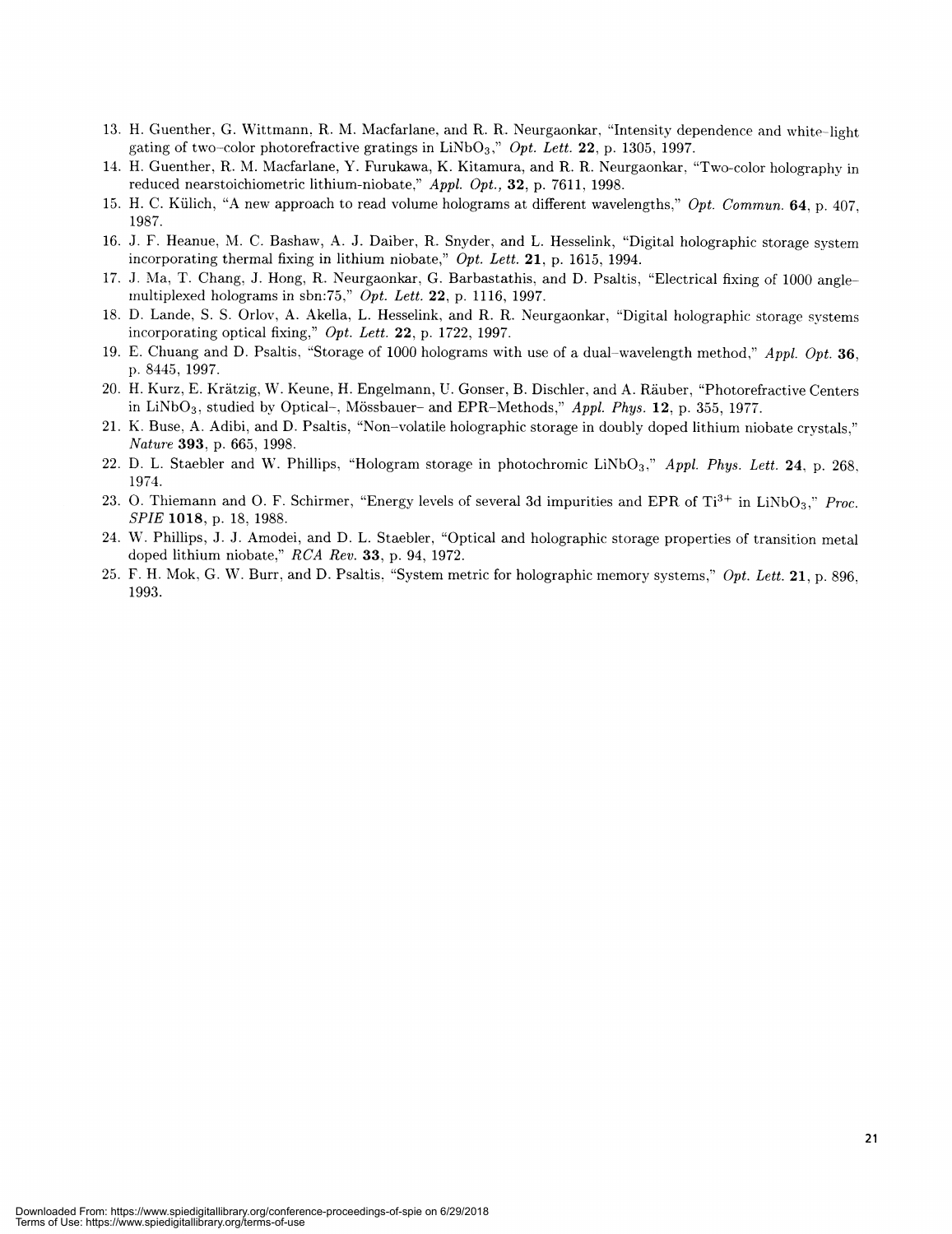13. H. Guenther, G. Wittmann, R. M. Macfarlane, and R. R. Neurgaonkar, "Intensity dependence and white–light gating of two–color photorefractive gratings in $LiNbO_3$," *Opt. Lett.* **22**, p. 1305, 1997.
14. H. Guenther, R. M. Macfarlane, Y. Furukawa, K. Kitamura, and R. R. Neurgaonkar, "Two-color holography in reduced nearstoichiometric lithium-niobate," *Appl. Opt.,* **32**, p. 7611, 1998.
15. H. C. Külich, "A new approach to read volume holograms at different wavelengths," *Opt. Commun.* **64**, p. 407, 1987.
16. J. F. Heanue, M. C. Bashaw, A. J. Daiber, R. Snyder, and L. Hesselink, "Digital holographic storage system incorporating thermal fixing in lithium niobate," *Opt. Lett.* **21**, p. 1615, 1994.
17. J. Ma, T. Chang, J. Hong, R. Neurgaonkar, G. Barbastathis, and D. Psaltis, "Electrical fixing of 1000 angle–multiplexed holograms in sbn:75," *Opt. Lett.* **22**, p. 1116, 1997.
18. D. Lande, S. S. Orlov, A. Akella, L. Hesselink, and R. R. Neurgaonkar, "Digital holographic storage systems incorporating optical fixing," *Opt. Lett.* **22**, p. 1722, 1997.
19. E. Chuang and D. Psaltis, "Storage of 1000 holograms with use of a dual–wavelength method," *Appl. Opt.* **36**, p. 8445, 1997.
20. H. Kurz, E. Krätzig, W. Keune, H. Engelmann, U. Gonser, B. Dischler, and A. Räuber, "Photorefractive Centers in $LiNbO_3$, studied by Optical–, Mössbauer– and EPR–Methods," *Appl. Phys.* **12**, p. 355, 1977.
21. K. Buse, A. Adibi, and D. Psaltis, "Non–volatile holographic storage in doubly doped lithium niobate crystals," *Nature* **393**, p. 665, 1998.
22. D. L. Staebler and W. Phillips, "Hologram storage in photochromic $LiNbO_3$," *Appl. Phys. Lett.* **24**, p. 268, 1974.
23. O. Thiemann and O. F. Schirmer, "Energy levels of several 3d impurities and EPR of $Ti^{3+}$ in $LiNbO_3$," *Proc. SPIE* **1018**, p. 18, 1988.
24. W. Phillips, J. J. Amodei, and D. L. Staebler, "Optical and holographic storage properties of transition metal doped lithium niobate," *RCA Rev.* **33**, p. 94, 1972.
25. F. H. Mok, G. W. Burr, and D. Psaltis, "System metric for holographic memory systems," *Opt. Lett.* **21**, p. 896, 1993.